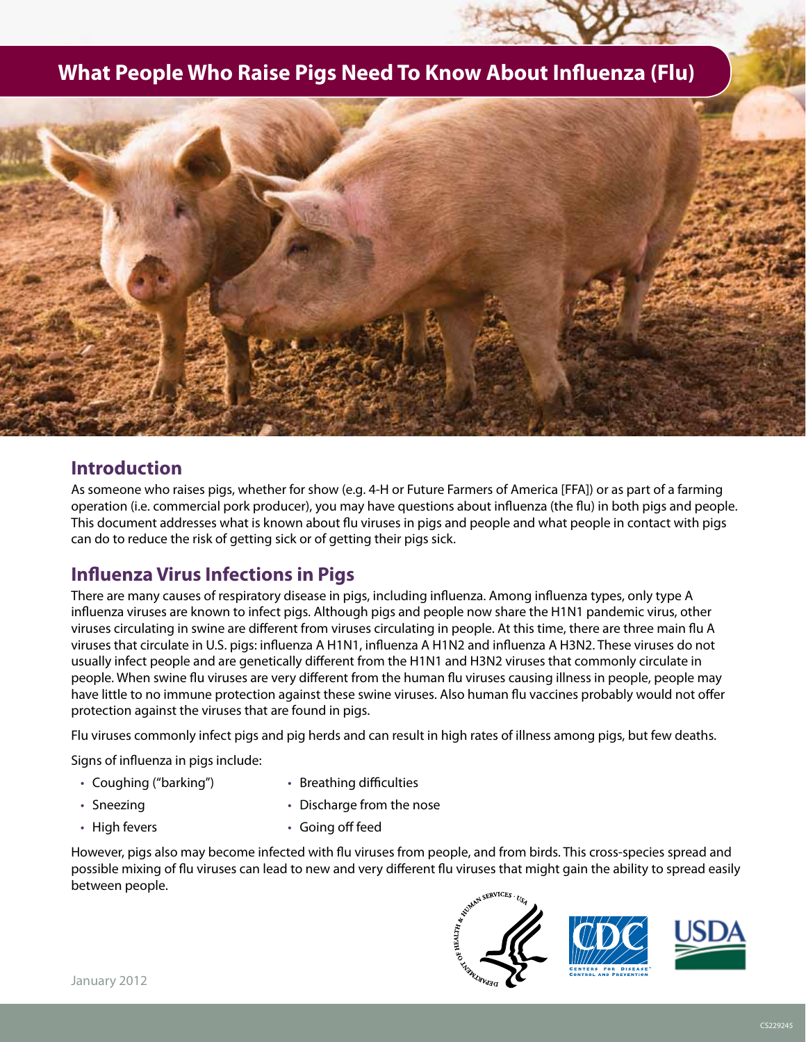# What People Who Raise Pigs Need To Know About Influenza (Flu)

## Introduction

As someone who raises pigs, whether for show (e.g. 4-H or Future Farmers of America [FFA]) or as part of a farming operation (i.e. commercial pork producer), you may have questions about influenza (the flu) in both pigs and people. This document addresses what is known about flu viruses in pigs and people and what people in contact with pigs can do to reduce the risk of getting sick or of getting their pigs sick.

## Influenza Virus Infections in Pigs

There are many causes of respiratory disease in pigs, including influenza. Among influenza types, only type A influenza viruses are known to infect pigs. Although pigs and people now share the H1N1 pandemic virus, other viruses circulating in swine are different from viruses circulating in people. At this time, there are three main flu A viruses that circulate in U.S. pigs: influenza A H1N1, influenza A H1N2 and influenza A H3N2. These viruses do not usually infect people and are genetically different from the H1N1 and H3N2 viruses that commonly circulate in people. When swine flu viruses are very different from the human flu viruses causing illness in people, people may have little to no immune protection against these swine viruses. Also human flu vaccines probably would not offer protection against the viruses that are found in pigs.

Flu viruses commonly infect pigs and pig herds and can result in high rates of illness among pigs, but few deaths.

Signs of influenza in pigs include:

- Coughing ("barking")
- Sneezing
- High fevers
- Breathing difficulties
- Discharge from the nose
- Going off feed

However, pigs also may become infected with flu viruses from people, and from birds. This cross-species spread and possible mixing of flu viruses can lead to new and very different flu viruses that might gain the ability to spread easily between people.

January 2012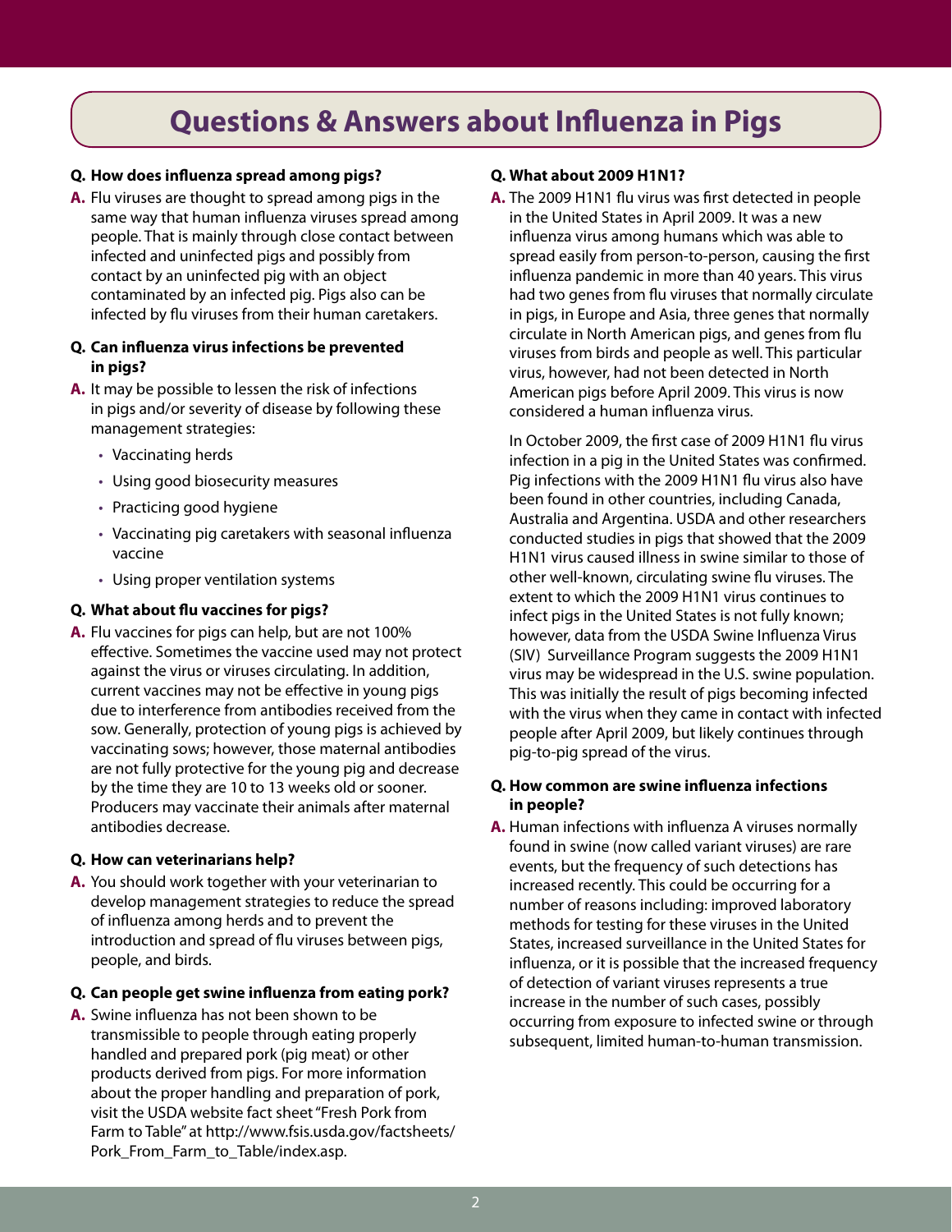# Questions & Answers about Influenza in Pigs

**Q. How does influenza spread among pigs?**

**A.** Flu viruses are thought to spread among pigs in the same way that human influenza viruses spread among people. That is mainly through close contact between infected and uninfected pigs and possibly from contact by an uninfected pig with an object contaminated by an infected pig. Pigs also can be infected by flu viruses from their human caretakers.

**Q. Can influenza virus infections be prevented in pigs?**

**A.** It may be possible to lessen the risk of infections in pigs and/or severity of disease by following these management strategies:

- Vaccinating herds
- Using good biosecurity measures
- Practicing good hygiene
- Vaccinating pig caretakers with seasonal influenza vaccine
- Using proper ventilation systems

**Q. What about flu vaccines for pigs?**

**A.** Flu vaccines for pigs can help, but are not 100% effective. Sometimes the vaccine used may not protect against the virus or viruses circulating. In addition, current vaccines may not be effective in young pigs due to interference from antibodies received from the sow. Generally, protection of young pigs is achieved by vaccinating sows; however, those maternal antibodies are not fully protective for the young pig and decrease by the time they are 10 to 13 weeks old or sooner. Producers may vaccinate their animals after maternal antibodies decrease.

**Q. How can veterinarians help?**

**A.** You should work together with your veterinarian to develop management strategies to reduce the spread of influenza among herds and to prevent the introduction and spread of flu viruses between pigs, people, and birds.

**Q. Can people get swine influenza from eating pork?**

**A.** Swine influenza has not been shown to be transmissible to people through eating properly handled and prepared pork (pig meat) or other products derived from pigs. For more information about the proper handling and preparation of pork, visit the USDA website fact sheet "Fresh Pork from Farm to Table" at http://www.fsis.usda.gov/factsheets/Pork_From_Farm_to_Table/index.asp.

**Q. What about 2009 H1N1?**

**A.** The 2009 H1N1 flu virus was first detected in people in the United States in April 2009. It was a new influenza virus among humans which was able to spread easily from person-to-person, causing the first influenza pandemic in more than 40 years. This virus had two genes from flu viruses that normally circulate in pigs, in Europe and Asia, three genes that normally circulate in North American pigs, and genes from flu viruses from birds and people as well. This particular virus, however, had not been detected in North American pigs before April 2009. This virus is now considered a human influenza virus.

In October 2009, the first case of 2009 H1N1 flu virus infection in a pig in the United States was confirmed. Pig infections with the 2009 H1N1 flu virus also have been found in other countries, including Canada, Australia and Argentina. USDA and other researchers conducted studies in pigs that showed that the 2009 H1N1 virus caused illness in swine similar to those of other well-known, circulating swine flu viruses. The extent to which the 2009 H1N1 virus continues to infect pigs in the United States is not fully known; however, data from the USDA Swine Influenza Virus (SIV) Surveillance Program suggests the 2009 H1N1 virus may be widespread in the U.S. swine population. This was initially the result of pigs becoming infected with the virus when they came in contact with infected people after April 2009, but likely continues through pig-to-pig spread of the virus.

**Q. How common are swine influenza infections in people?**

**A.** Human infections with influenza A viruses normally found in swine (now called variant viruses) are rare events, but the frequency of such detections has increased recently. This could be occurring for a number of reasons including: improved laboratory methods for testing for these viruses in the United States, increased surveillance in the United States for influenza, or it is possible that the increased frequency of detection of variant viruses represents a true increase in the number of such cases, possibly occurring from exposure to infected swine or through subsequent, limited human-to-human transmission.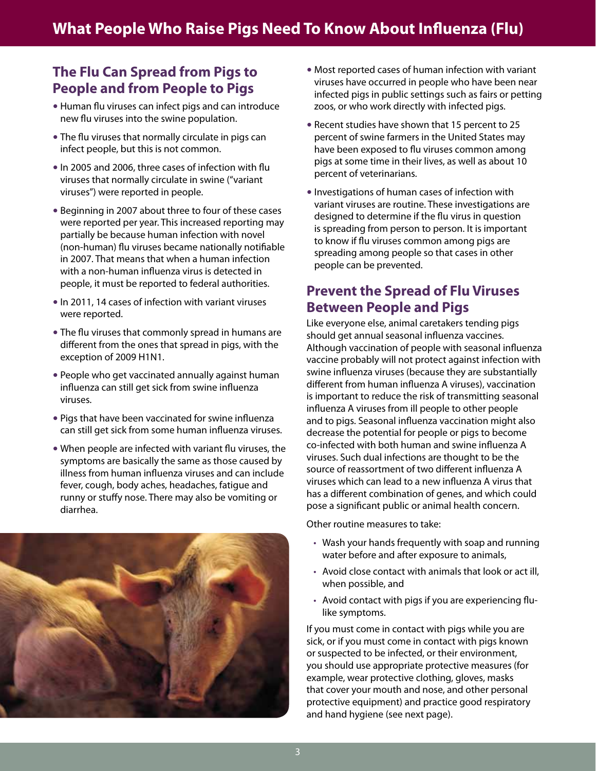# What People Who Raise Pigs Need To Know About Influenza (Flu)

## The Flu Can Spread from Pigs to People and from People to Pigs

- Human flu viruses can infect pigs and can introduce new flu viruses into the swine population.
- The flu viruses that normally circulate in pigs can infect people, but this is not common.
- In 2005 and 2006, three cases of infection with flu viruses that normally circulate in swine ("variant viruses") were reported in people.
- Beginning in 2007 about three to four of these cases were reported per year. This increased reporting may partially be because human infection with novel (non-human) flu viruses became nationally notifiable in 2007. That means that when a human infection with a non-human influenza virus is detected in people, it must be reported to federal authorities.
- In 2011, 14 cases of infection with variant viruses were reported.
- The flu viruses that commonly spread in humans are different from the ones that spread in pigs, with the exception of 2009 H1N1.
- People who get vaccinated annually against human influenza can still get sick from swine influenza viruses.
- Pigs that have been vaccinated for swine influenza can still get sick from some human influenza viruses.
- When people are infected with variant flu viruses, the symptoms are basically the same as those caused by illness from human influenza viruses and can include fever, cough, body aches, headaches, fatigue and runny or stuffy nose. There may also be vomiting or diarrhea.
- Most reported cases of human infection with variant viruses have occurred in people who have been near infected pigs in public settings such as fairs or petting zoos, or who work directly with infected pigs.
- Recent studies have shown that 15 percent to 25 percent of swine farmers in the United States may have been exposed to flu viruses common among pigs at some time in their lives, as well as about 10 percent of veterinarians.
- Investigations of human cases of infection with variant viruses are routine. These investigations are designed to determine if the flu virus in question is spreading from person to person. It is important to know if flu viruses common among pigs are spreading among people so that cases in other people can be prevented.

## Prevent the Spread of Flu Viruses Between People and Pigs

Like everyone else, animal caretakers tending pigs should get annual seasonal influenza vaccines. Although vaccination of people with seasonal influenza vaccine probably will not protect against infection with swine influenza viruses (because they are substantially different from human influenza A viruses), vaccination is important to reduce the risk of transmitting seasonal influenza A viruses from ill people to other people and to pigs. Seasonal influenza vaccination might also decrease the potential for people or pigs to become co-infected with both human and swine influenza A viruses. Such dual infections are thought to be the source of reassortment of two different influenza A viruses which can lead to a new influenza A virus that has a different combination of genes, and which could pose a significant public or animal health concern.

Other routine measures to take:

- Wash your hands frequently with soap and running water before and after exposure to animals,
- Avoid close contact with animals that look or act ill, when possible, and
- Avoid contact with pigs if you are experiencing flu-like symptoms.

If you must come in contact with pigs while you are sick, or if you must come in contact with pigs known or suspected to be infected, or their environment, you should use appropriate protective measures (for example, wear protective clothing, gloves, masks that cover your mouth and nose, and other personal protective equipment) and practice good respiratory and hand hygiene (see next page).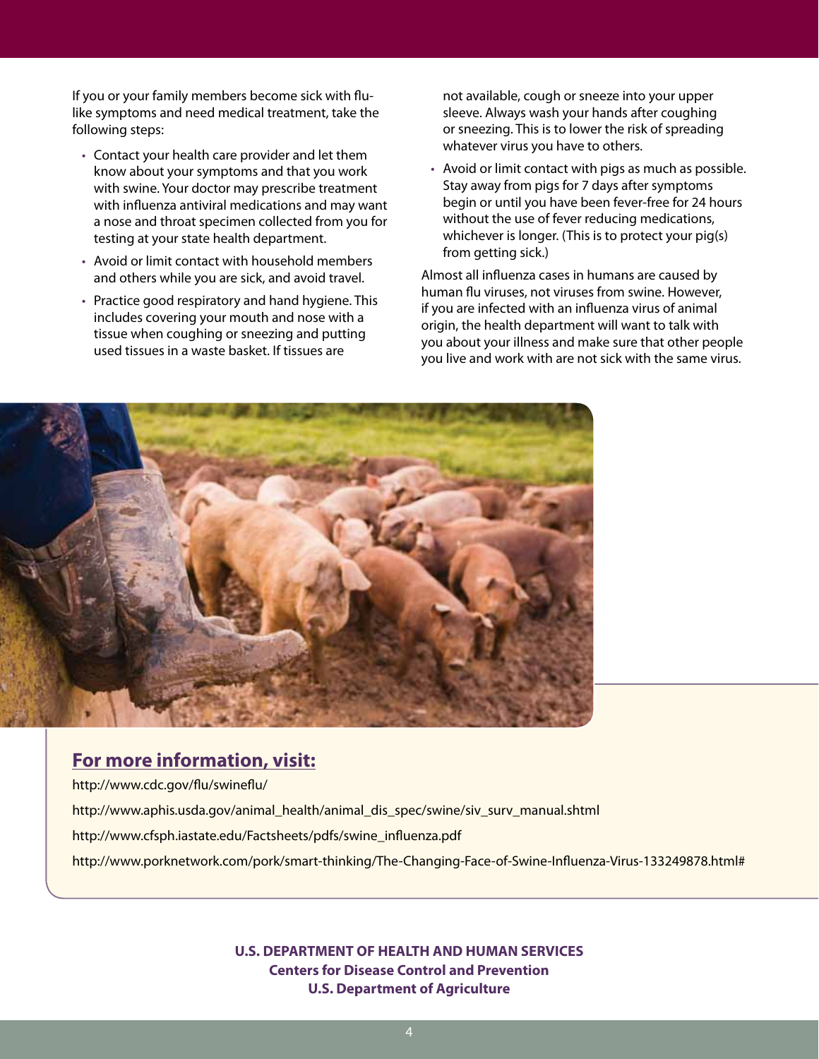If you or your family members become sick with flu-like symptoms and need medical treatment, take the following steps:

- Contact your health care provider and let them know about your symptoms and that you work with swine. Your doctor may prescribe treatment with influenza antiviral medications and may want a nose and throat specimen collected from you for testing at your state health department.
- Avoid or limit contact with household members and others while you are sick, and avoid travel.
- Practice good respiratory and hand hygiene. This includes covering your mouth and nose with a tissue when coughing or sneezing and putting used tissues in a waste basket. If tissues are not available, cough or sneeze into your upper sleeve. Always wash your hands after coughing or sneezing. This is to lower the risk of spreading whatever virus you have to others.
- Avoid or limit contact with pigs as much as possible. Stay away from pigs for 7 days after symptoms begin or until you have been fever-free for 24 hours without the use of fever reducing medications, whichever is longer. (This is to protect your pig(s) from getting sick.)

Almost all influenza cases in humans are caused by human flu viruses, not viruses from swine. However, if you are infected with an influenza virus of animal origin, the health department will want to talk with you about your illness and make sure that other people you live and work with are not sick with the same virus.

## For more information, visit:

http://www.cdc.gov/flu/swineflu/

http://www.aphis.usda.gov/animal_health/animal_dis_spec/swine/siv_surv_manual.shtml

http://www.cfsph.iastate.edu/Factsheets/pdfs/swine_influenza.pdf

http://www.porknetwork.com/pork/smart-thinking/The-Changing-Face-of-Swine-Influenza-Virus-133249878.html#

**U.S. DEPARTMENT OF HEALTH AND HUMAN SERVICES**
**Centers for Disease Control and Prevention**
**U.S. Department of Agriculture**